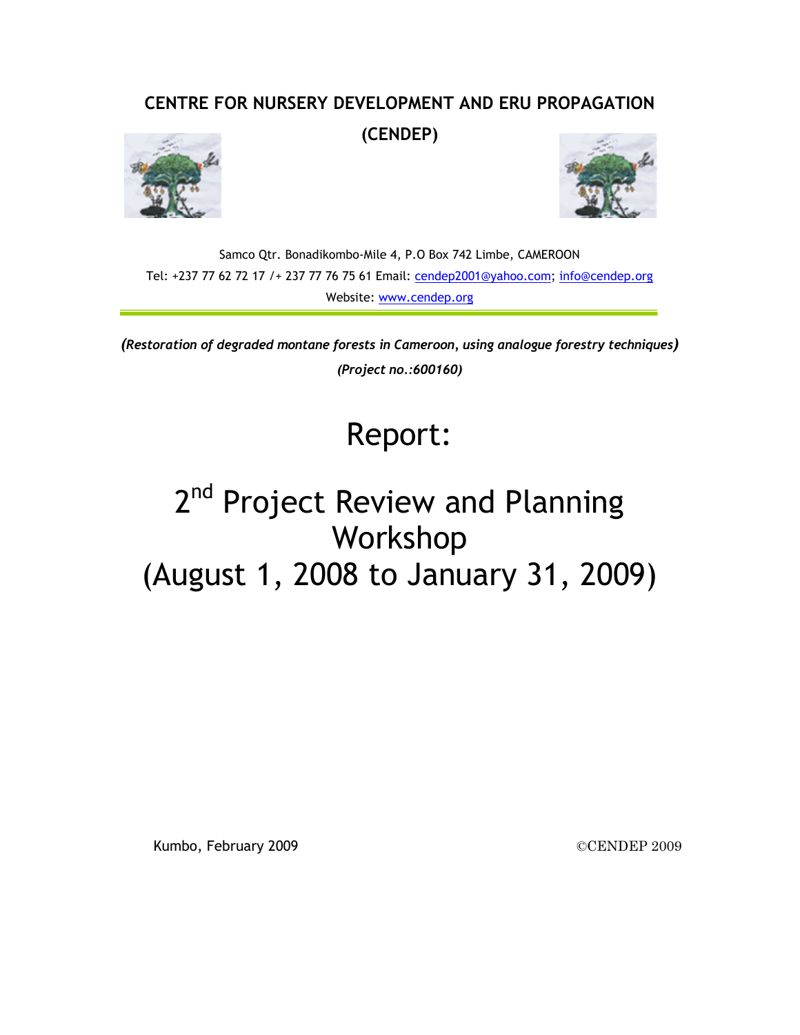**CENTRE FOR NURSERY DEVELOPMENT AND ERU PROPAGATION**

**(CENDEP)**

Samco Qtr. Bonadikombo-Mile 4, P.O Box 742 Limbe, CAMEROON
Tel: +237 77 62 72 17 /+ 237 77 76 75 61 Email: cendep2001@yahoo.com; info@cendep.org
Website: www.cendep.org

***(Restoration of degraded montane forests in Cameroon, using analogue forestry techniques)***

***(Project no.:600160)***

# Report:

# 2nd Project Review and Planning Workshop (August 1, 2008 to January 31, 2009)

Kumbo, February 2009

©CENDEP 2009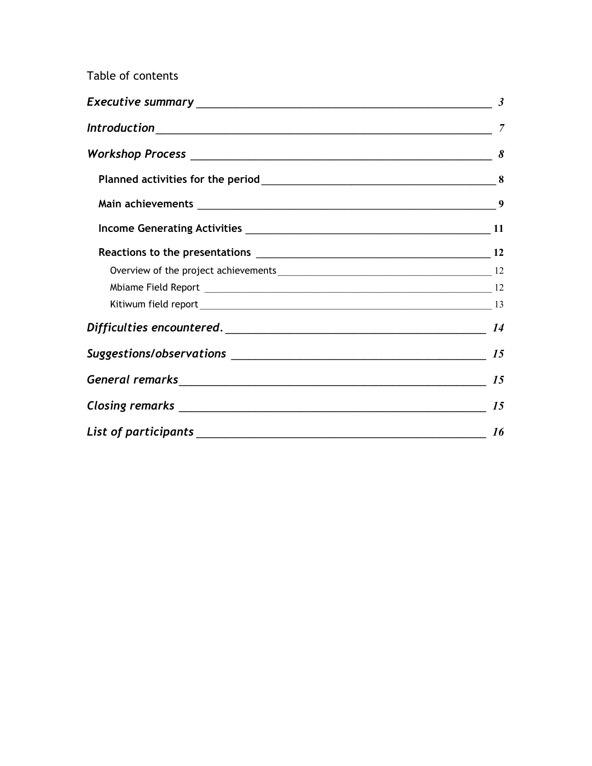Table of contents

*Executive summary* 3

*Introduction* 7

*Workshop Process* 8

- **Planned activities for the period** 8
- **Main achievements** 9
- **Income Generating Activities** 11
- **Reactions to the presentations** 12
  - Overview of the project achievements 12
  - Mbiame Field Report 12
  - Kitiwum field report 13

*Difficulties encountered.* 14

*Suggestions/observations* 15

*General remarks* 15

*Closing remarks* 15

*List of participants* 16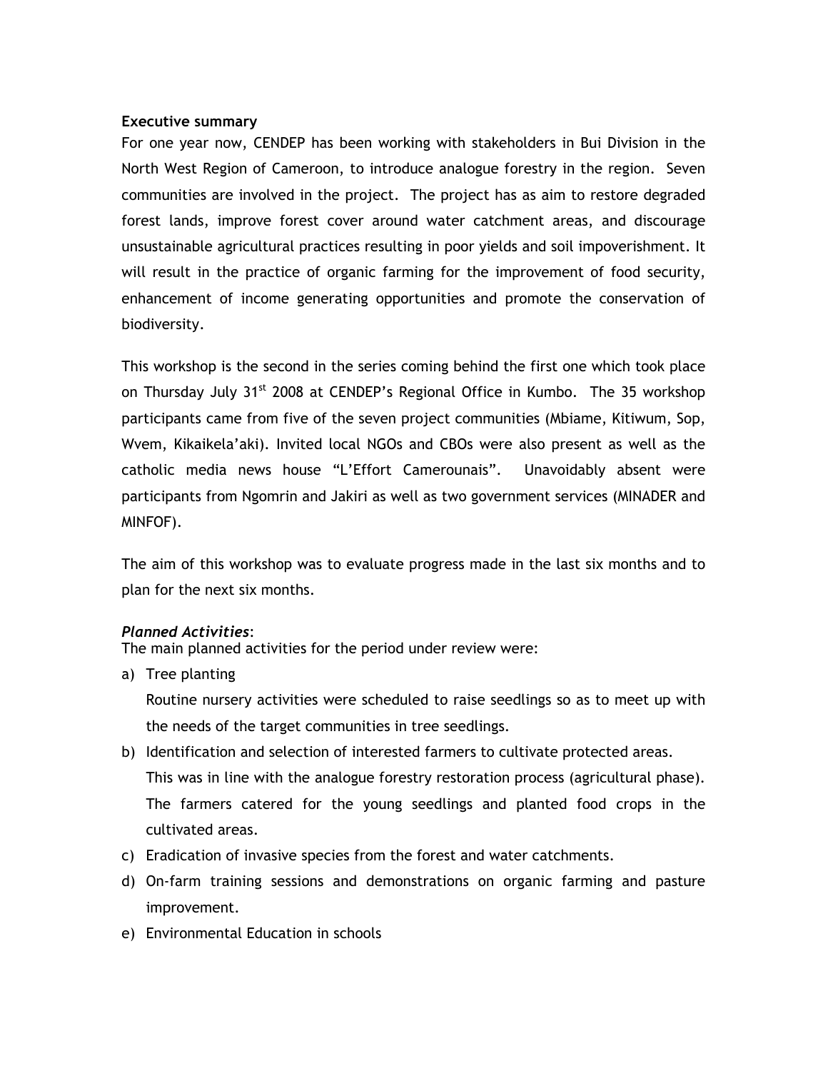**Executive summary**

For one year now, CENDEP has been working with stakeholders in Bui Division in the North West Region of Cameroon, to introduce analogue forestry in the region. Seven communities are involved in the project. The project has as aim to restore degraded forest lands, improve forest cover around water catchment areas, and discourage unsustainable agricultural practices resulting in poor yields and soil impoverishment. It will result in the practice of organic farming for the improvement of food security, enhancement of income generating opportunities and promote the conservation of biodiversity.

This workshop is the second in the series coming behind the first one which took place on Thursday July 31st 2008 at CENDEP's Regional Office in Kumbo. The 35 workshop participants came from five of the seven project communities (Mbiame, Kitiwum, Sop, Wvem, Kikaikela'aki). Invited local NGOs and CBOs were also present as well as the catholic media news house "L'Effort Camerounais". Unavoidably absent were participants from Ngomrin and Jakiri as well as two government services (MINADER and MINFOF).

The aim of this workshop was to evaluate progress made in the last six months and to plan for the next six months.

***Planned Activities***:

The main planned activities for the period under review were:

a) Tree planting

   Routine nursery activities were scheduled to raise seedlings so as to meet up with the needs of the target communities in tree seedlings.

b) Identification and selection of interested farmers to cultivate protected areas.

   This was in line with the analogue forestry restoration process (agricultural phase). The farmers catered for the young seedlings and planted food crops in the cultivated areas.

c) Eradication of invasive species from the forest and water catchments.

d) On-farm training sessions and demonstrations on organic farming and pasture improvement.

e) Environmental Education in schools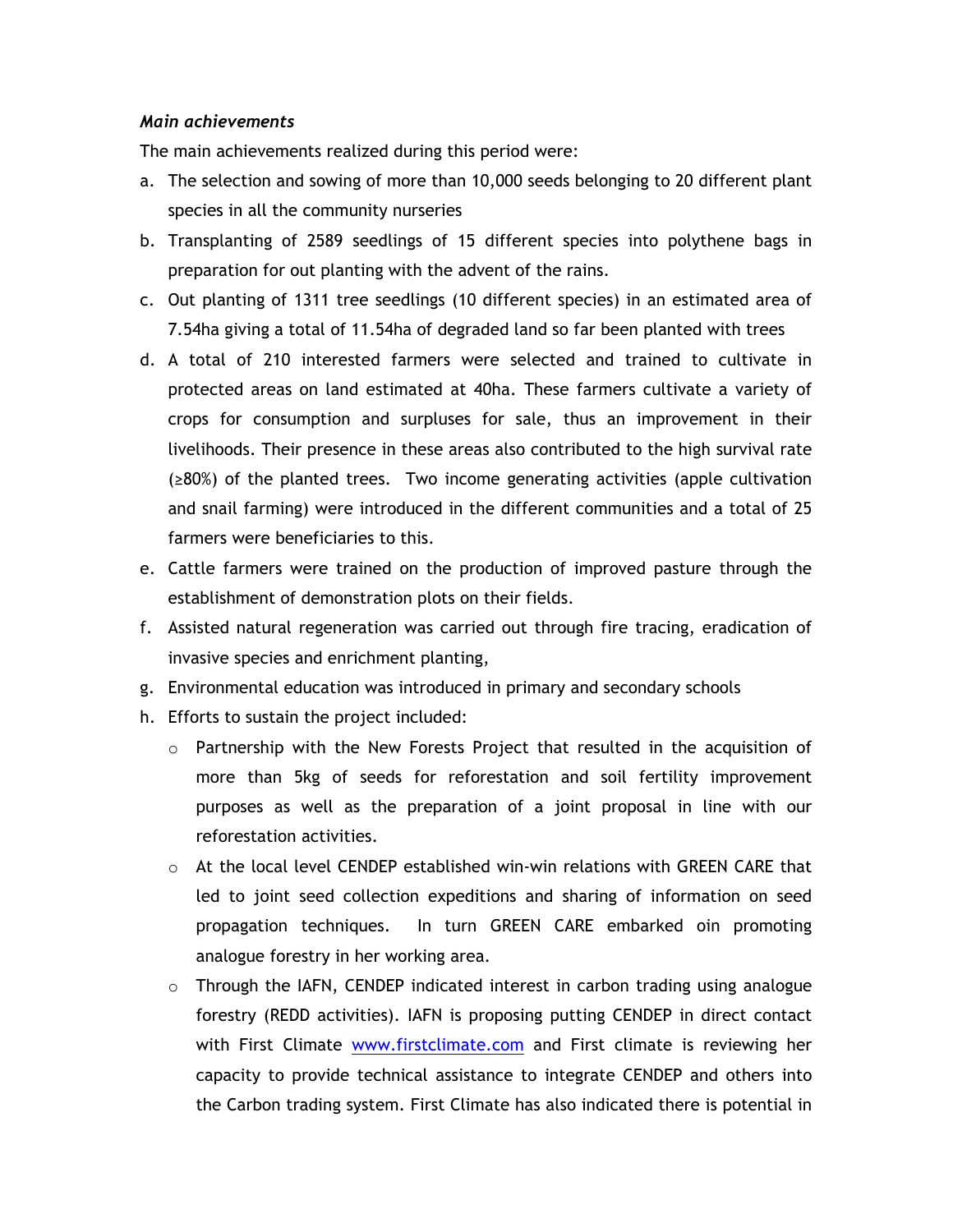***Main achievements***

The main achievements realized during this period were:

a. The selection and sowing of more than 10,000 seeds belonging to 20 different plant species in all the community nurseries
b. Transplanting of 2589 seedlings of 15 different species into polythene bags in preparation for out planting with the advent of the rains.
c. Out planting of 1311 tree seedlings (10 different species) in an estimated area of 7.54ha giving a total of 11.54ha of degraded land so far been planted with trees
d. A total of 210 interested farmers were selected and trained to cultivate in protected areas on land estimated at 40ha. These farmers cultivate a variety of crops for consumption and surpluses for sale, thus an improvement in their livelihoods. Their presence in these areas also contributed to the high survival rate (≥80%) of the planted trees. Two income generating activities (apple cultivation and snail farming) were introduced in the different communities and a total of 25 farmers were beneficiaries to this.
e. Cattle farmers were trained on the production of improved pasture through the establishment of demonstration plots on their fields.
f. Assisted natural regeneration was carried out through fire tracing, eradication of invasive species and enrichment planting,
g. Environmental education was introduced in primary and secondary schools
h. Efforts to sustain the project included:
    - Partnership with the New Forests Project that resulted in the acquisition of more than 5kg of seeds for reforestation and soil fertility improvement purposes as well as the preparation of a joint proposal in line with our reforestation activities.
    - At the local level CENDEP established win-win relations with GREEN CARE that led to joint seed collection expeditions and sharing of information on seed propagation techniques. In turn GREEN CARE embarked oin promoting analogue forestry in her working area.
    - Through the IAFN, CENDEP indicated interest in carbon trading using analogue forestry (REDD activities). IAFN is proposing putting CENDEP in direct contact with First Climate [www.firstclimate.com](http://www.firstclimate.com) and First climate is reviewing her capacity to provide technical assistance to integrate CENDEP and others into the Carbon trading system. First Climate has also indicated there is potential in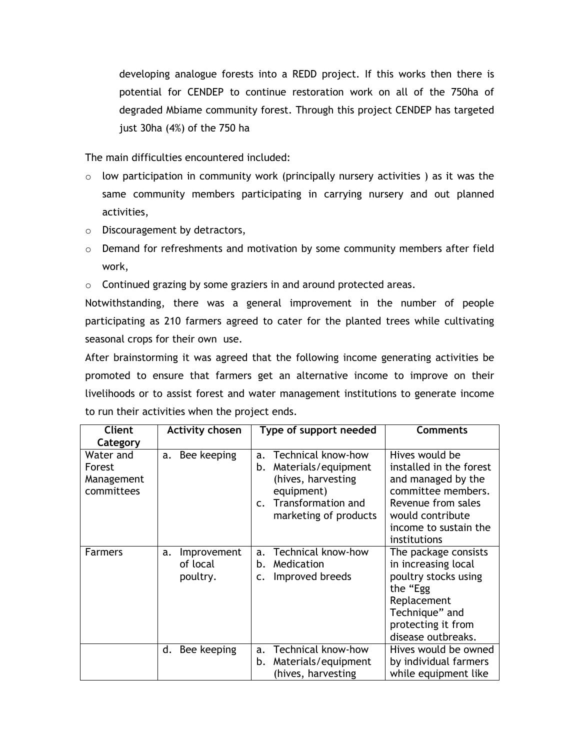developing analogue forests into a REDD project. If this works then there is potential for CENDEP to continue restoration work on all of the 750ha of degraded Mbiame community forest. Through this project CENDEP has targeted just 30ha (4%) of the 750 ha

The main difficulties encountered included:

- low participation in community work (principally nursery activities ) as it was the same community members participating in carrying nursery and out planned activities,
- Discouragement by detractors,
- Demand for refreshments and motivation by some community members after field work,
- Continued grazing by some graziers in and around protected areas.

Notwithstanding, there was a general improvement in the number of people participating as 210 farmers agreed to cater for the planted trees while cultivating seasonal crops for their own use.

After brainstorming it was agreed that the following income generating activities be promoted to ensure that farmers get an alternative income to improve on their livelihoods or to assist forest and water management institutions to generate income to run their activities when the project ends.

| Client Category | Activity chosen | Type of support needed | Comments |
|---|---|---|---|
| Water and Forest Management committees | a. Bee keeping | a. Technical know-how<br>b. Materials/equipment (hives, harvesting equipment)<br>c. Transformation and marketing of products | Hives would be installed in the forest and managed by the committee members. Revenue from sales would contribute income to sustain the institutions |
| Farmers | a. Improvement of local poultry. | a. Technical know-how<br>b. Medication<br>c. Improved breeds | The package consists in increasing local poultry stocks using the "Egg Replacement Technique" and protecting it from disease outbreaks. |
| | d. Bee keeping | a. Technical know-how<br>b. Materials/equipment (hives, harvesting | Hives would be owned by individual farmers while equipment like |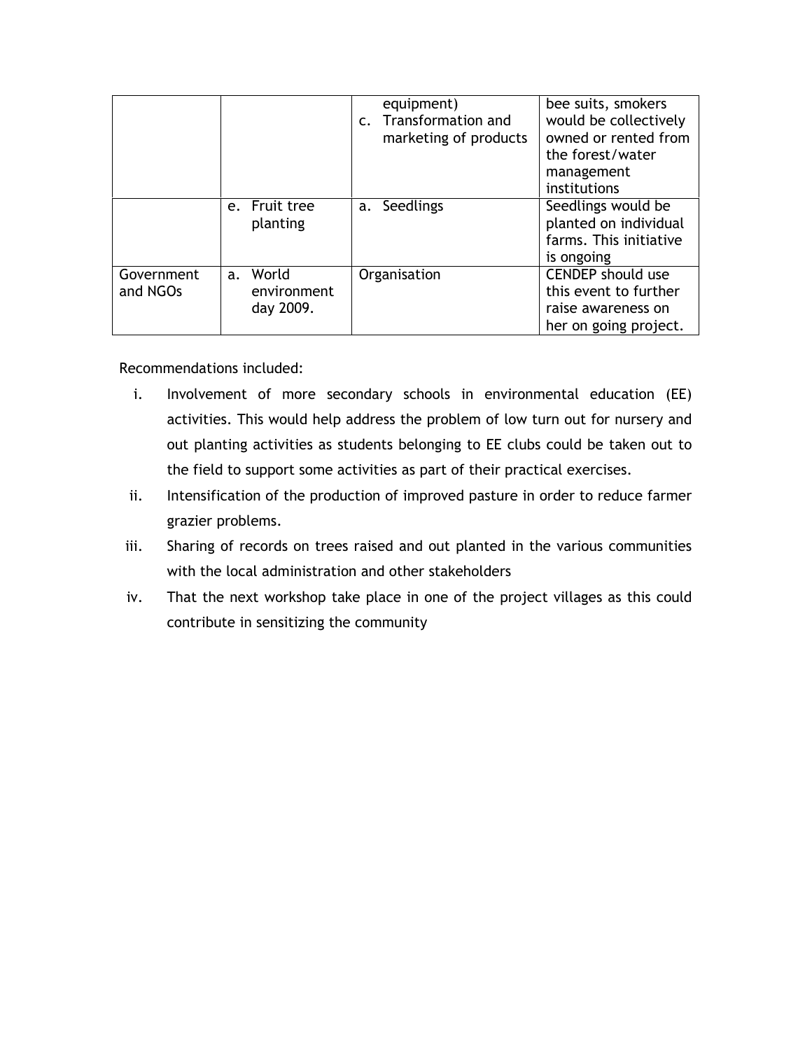| | | equipment)<br>c. Transformation and marketing of products | bee suits, smokers would be collectively owned or rented from the forest/water management institutions |
|---|---|---|---|
| | e. Fruit tree planting | a. Seedlings | Seedlings would be planted on individual farms. This initiative is ongoing |
| Government and NGOs | a. World environment day 2009. | Organisation | CENDEP should use this event to further raise awareness on her on going project. |

Recommendations included:

i. Involvement of more secondary schools in environmental education (EE) activities. This would help address the problem of low turn out for nursery and out planting activities as students belonging to EE clubs could be taken out to the field to support some activities as part of their practical exercises.

ii. Intensification of the production of improved pasture in order to reduce farmer grazier problems.

iii. Sharing of records on trees raised and out planted in the various communities with the local administration and other stakeholders

iv. That the next workshop take place in one of the project villages as this could contribute in sensitizing the community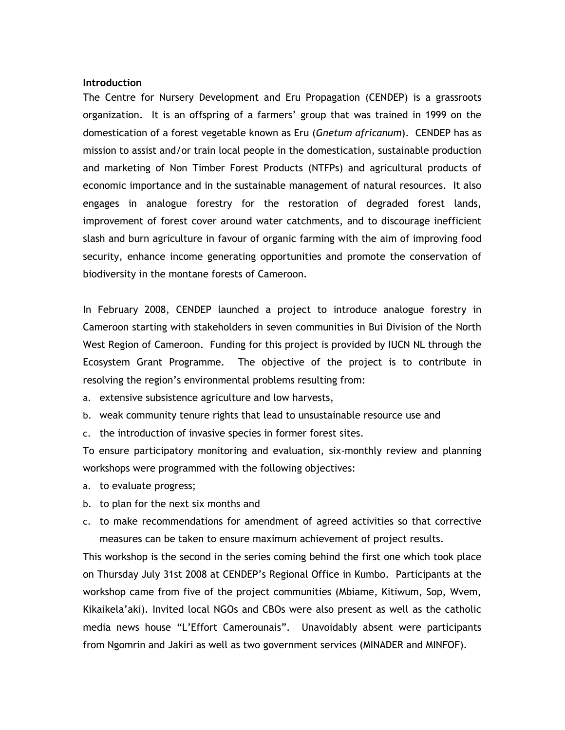**Introduction**

The Centre for Nursery Development and Eru Propagation (CENDEP) is a grassroots organization. It is an offspring of a farmers' group that was trained in 1999 on the domestication of a forest vegetable known as Eru (*Gnetum africanum*). CENDEP has as mission to assist and/or train local people in the domestication, sustainable production and marketing of Non Timber Forest Products (NTFPs) and agricultural products of economic importance and in the sustainable management of natural resources. It also engages in analogue forestry for the restoration of degraded forest lands, improvement of forest cover around water catchments, and to discourage inefficient slash and burn agriculture in favour of organic farming with the aim of improving food security, enhance income generating opportunities and promote the conservation of biodiversity in the montane forests of Cameroon.

In February 2008, CENDEP launched a project to introduce analogue forestry in Cameroon starting with stakeholders in seven communities in Bui Division of the North West Region of Cameroon. Funding for this project is provided by IUCN NL through the Ecosystem Grant Programme. The objective of the project is to contribute in resolving the region's environmental problems resulting from:

a. extensive subsistence agriculture and low harvests,
b. weak community tenure rights that lead to unsustainable resource use and
c. the introduction of invasive species in former forest sites.

To ensure participatory monitoring and evaluation, six-monthly review and planning workshops were programmed with the following objectives:

a. to evaluate progress;
b. to plan for the next six months and
c. to make recommendations for amendment of agreed activities so that corrective measures can be taken to ensure maximum achievement of project results.

This workshop is the second in the series coming behind the first one which took place on Thursday July 31st 2008 at CENDEP's Regional Office in Kumbo. Participants at the workshop came from five of the project communities (Mbiame, Kitiwum, Sop, Wvem, Kikaikela'aki). Invited local NGOs and CBOs were also present as well as the catholic media news house "L'Effort Camerounais". Unavoidably absent were participants from Ngomrin and Jakiri as well as two government services (MINADER and MINFOF).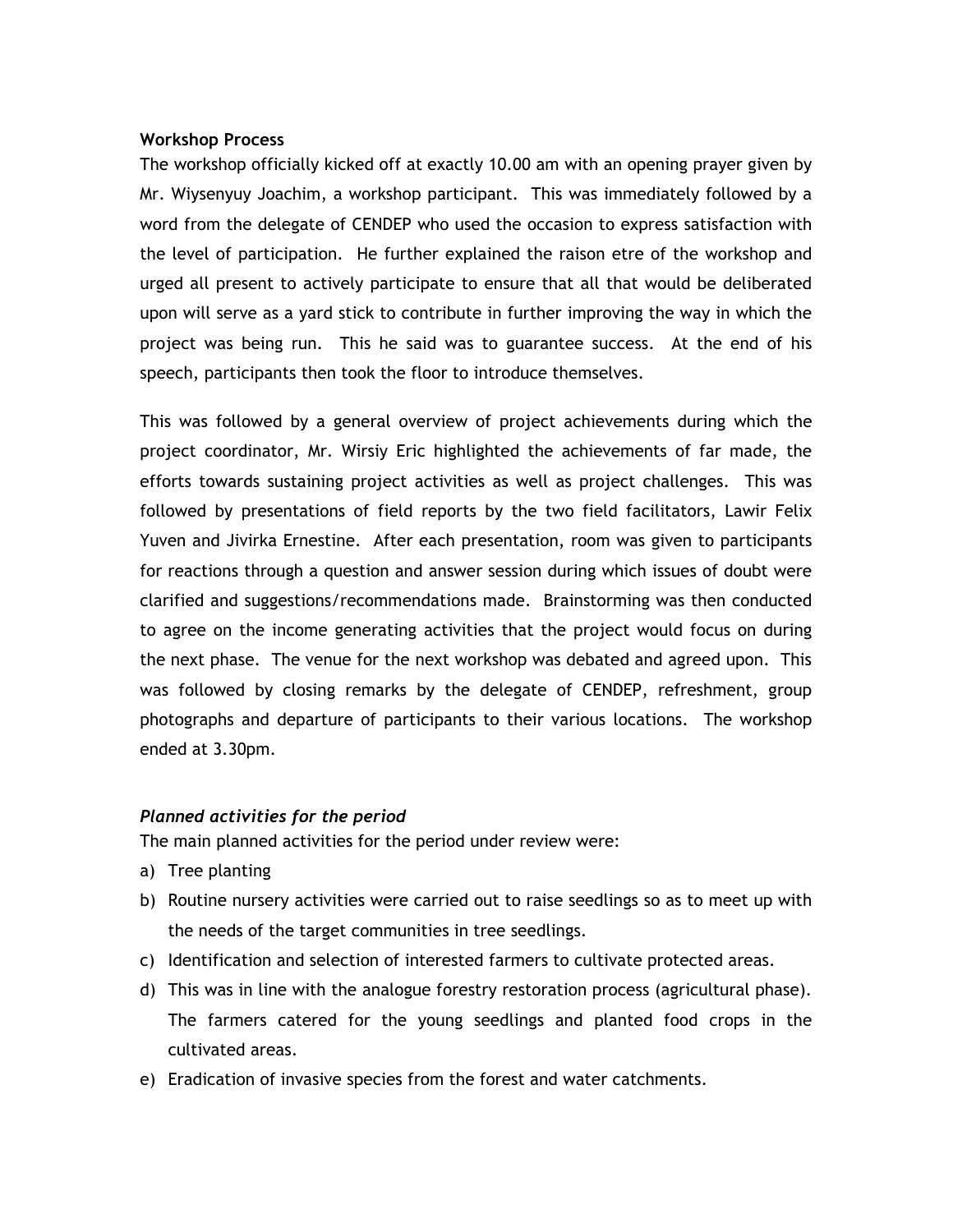**Workshop Process**

The workshop officially kicked off at exactly 10.00 am with an opening prayer given by Mr. Wiysenyuy Joachim, a workshop participant. This was immediately followed by a word from the delegate of CENDEP who used the occasion to express satisfaction with the level of participation. He further explained the raison etre of the workshop and urged all present to actively participate to ensure that all that would be deliberated upon will serve as a yard stick to contribute in further improving the way in which the project was being run. This he said was to guarantee success. At the end of his speech, participants then took the floor to introduce themselves.

This was followed by a general overview of project achievements during which the project coordinator, Mr. Wirsiy Eric highlighted the achievements of far made, the efforts towards sustaining project activities as well as project challenges. This was followed by presentations of field reports by the two field facilitators, Lawir Felix Yuven and Jivirka Ernestine. After each presentation, room was given to participants for reactions through a question and answer session during which issues of doubt were clarified and suggestions/recommendations made. Brainstorming was then conducted to agree on the income generating activities that the project would focus on during the next phase. The venue for the next workshop was debated and agreed upon. This was followed by closing remarks by the delegate of CENDEP, refreshment, group photographs and departure of participants to their various locations. The workshop ended at 3.30pm.

***Planned activities for the period***

The main planned activities for the period under review were:

a) Tree planting
b) Routine nursery activities were carried out to raise seedlings so as to meet up with the needs of the target communities in tree seedlings.
c) Identification and selection of interested farmers to cultivate protected areas.
d) This was in line with the analogue forestry restoration process (agricultural phase). The farmers catered for the young seedlings and planted food crops in the cultivated areas.
e) Eradication of invasive species from the forest and water catchments.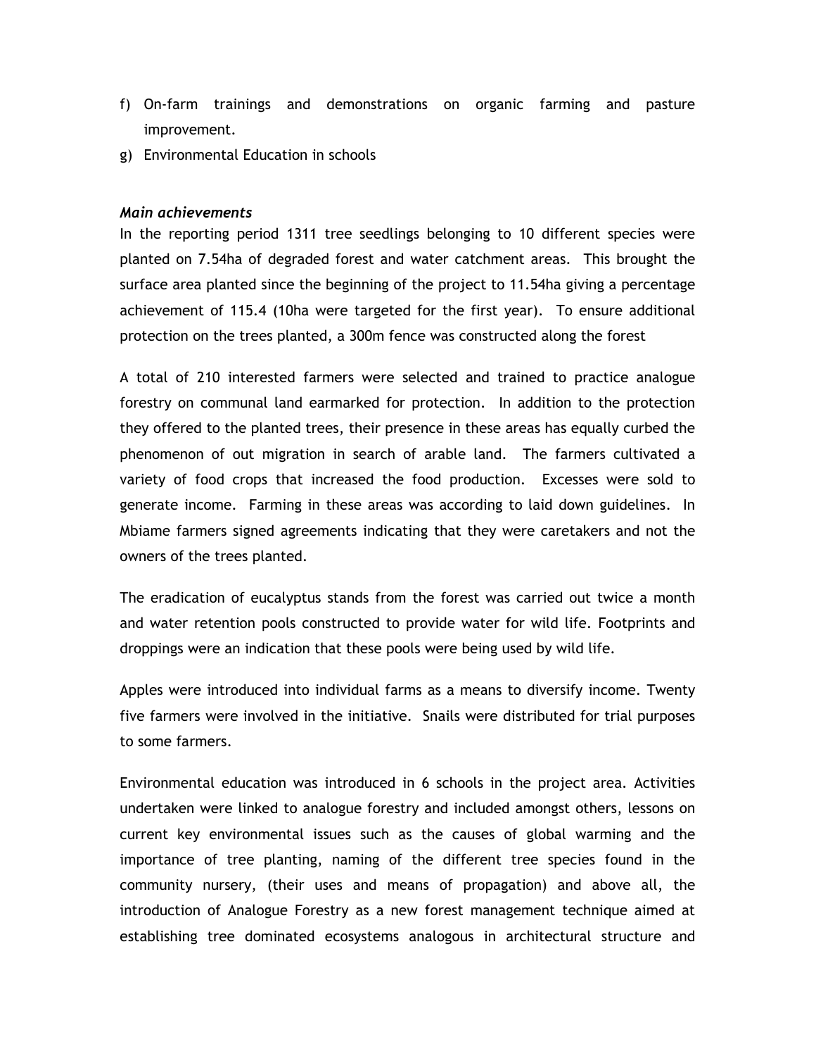f) On-farm trainings and demonstrations on organic farming and pasture improvement.
g) Environmental Education in schools

***Main achievements***

In the reporting period 1311 tree seedlings belonging to 10 different species were planted on 7.54ha of degraded forest and water catchment areas. This brought the surface area planted since the beginning of the project to 11.54ha giving a percentage achievement of 115.4 (10ha were targeted for the first year). To ensure additional protection on the trees planted, a 300m fence was constructed along the forest

A total of 210 interested farmers were selected and trained to practice analogue forestry on communal land earmarked for protection. In addition to the protection they offered to the planted trees, their presence in these areas has equally curbed the phenomenon of out migration in search of arable land. The farmers cultivated a variety of food crops that increased the food production. Excesses were sold to generate income. Farming in these areas was according to laid down guidelines. In Mbiame farmers signed agreements indicating that they were caretakers and not the owners of the trees planted.

The eradication of eucalyptus stands from the forest was carried out twice a month and water retention pools constructed to provide water for wild life. Footprints and droppings were an indication that these pools were being used by wild life.

Apples were introduced into individual farms as a means to diversify income. Twenty five farmers were involved in the initiative. Snails were distributed for trial purposes to some farmers.

Environmental education was introduced in 6 schools in the project area. Activities undertaken were linked to analogue forestry and included amongst others, lessons on current key environmental issues such as the causes of global warming and the importance of tree planting, naming of the different tree species found in the community nursery, (their uses and means of propagation) and above all, the introduction of Analogue Forestry as a new forest management technique aimed at establishing tree dominated ecosystems analogous in architectural structure and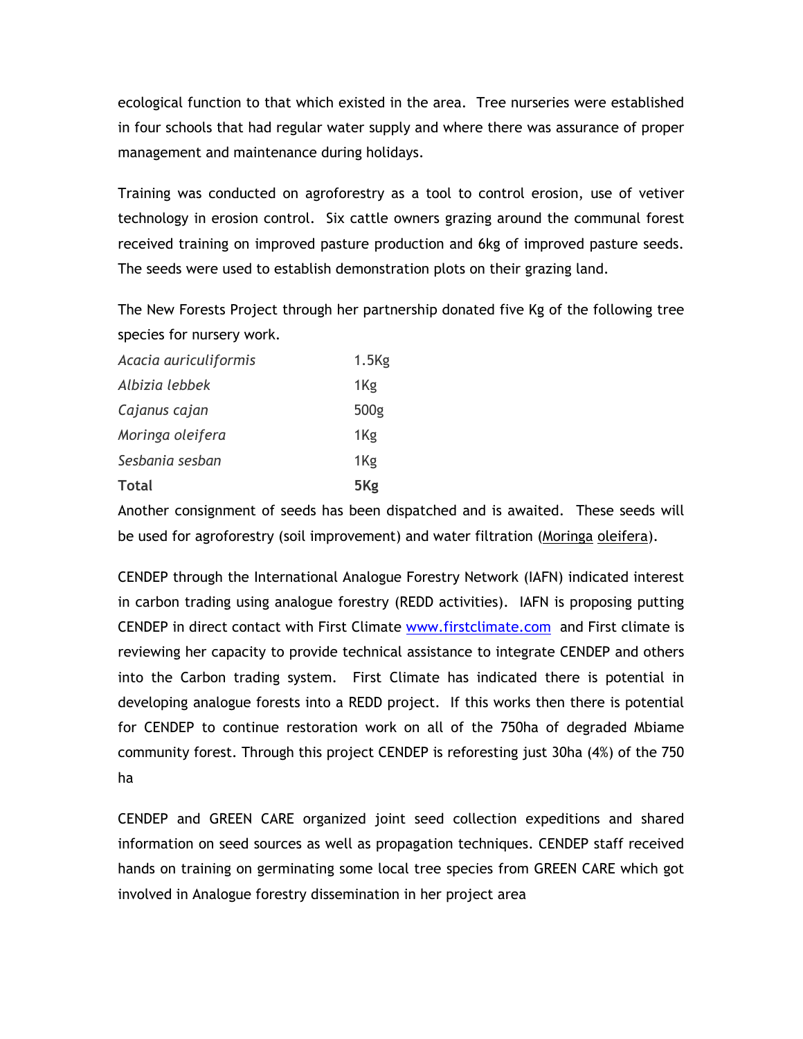ecological function to that which existed in the area. Tree nurseries were established in four schools that had regular water supply and where there was assurance of proper management and maintenance during holidays.

Training was conducted on agroforestry as a tool to control erosion, use of vetiver technology in erosion control. Six cattle owners grazing around the communal forest received training on improved pasture production and 6kg of improved pasture seeds. The seeds were used to establish demonstration plots on their grazing land.

The New Forests Project through her partnership donated five Kg of the following tree species for nursery work.

| | |
|---|---|
| *Acacia auriculiformis* | 1.5Kg |
| *Albizia lebbek* | 1Kg |
| *Cajanus cajan* | 500g |
| *Moringa oleifera* | 1Kg |
| *Sesbania sesban* | 1Kg |
| **Total** | **5Kg** |

Another consignment of seeds has been dispatched and is awaited. These seeds will be used for agroforestry (soil improvement) and water filtration (Moringa oleifera).

CENDEP through the International Analogue Forestry Network (IAFN) indicated interest in carbon trading using analogue forestry (REDD activities). IAFN is proposing putting CENDEP in direct contact with First Climate [www.firstclimate.com](http://www.firstclimate.com) and First climate is reviewing her capacity to provide technical assistance to integrate CENDEP and others into the Carbon trading system. First Climate has indicated there is potential in developing analogue forests into a REDD project. If this works then there is potential for CENDEP to continue restoration work on all of the 750ha of degraded Mbiame community forest. Through this project CENDEP is reforesting just 30ha (4%) of the 750 ha

CENDEP and GREEN CARE organized joint seed collection expeditions and shared information on seed sources as well as propagation techniques. CENDEP staff received hands on training on germinating some local tree species from GREEN CARE which got involved in Analogue forestry dissemination in her project area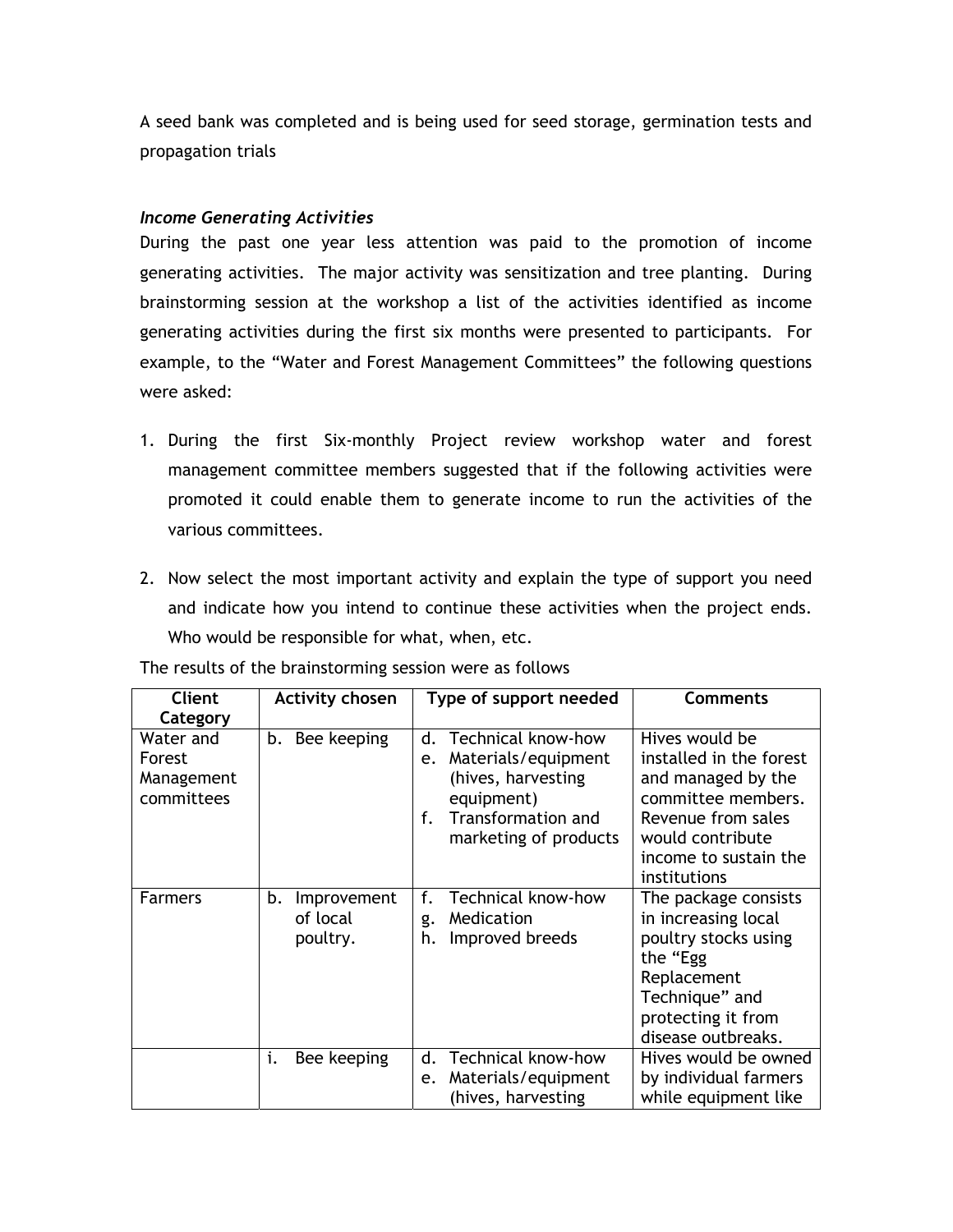A seed bank was completed and is being used for seed storage, germination tests and propagation trials

*Income Generating Activities*

During the past one year less attention was paid to the promotion of income generating activities. The major activity was sensitization and tree planting. During brainstorming session at the workshop a list of the activities identified as income generating activities during the first six months were presented to participants. For example, to the "Water and Forest Management Committees" the following questions were asked:

1. During the first Six-monthly Project review workshop water and forest management committee members suggested that if the following activities were promoted it could enable them to generate income to run the activities of the various committees.

2. Now select the most important activity and explain the type of support you need and indicate how you intend to continue these activities when the project ends. Who would be responsible for what, when, etc.

The results of the brainstorming session were as follows

| Client Category | Activity chosen | Type of support needed | Comments |
|---|---|---|---|
| Water and Forest Management committees | b. Bee keeping | d. Technical know-how<br>e. Materials/equipment (hives, harvesting equipment)<br>f. Transformation and marketing of products | Hives would be installed in the forest and managed by the committee members. Revenue from sales would contribute income to sustain the institutions |
| Farmers | b. Improvement of local poultry. | f. Technical know-how<br>g. Medication<br>h. Improved breeds | The package consists in increasing local poultry stocks using the "Egg Replacement Technique" and protecting it from disease outbreaks. |
| | i. Bee keeping | d. Technical know-how<br>e. Materials/equipment (hives, harvesting | Hives would be owned by individual farmers while equipment like |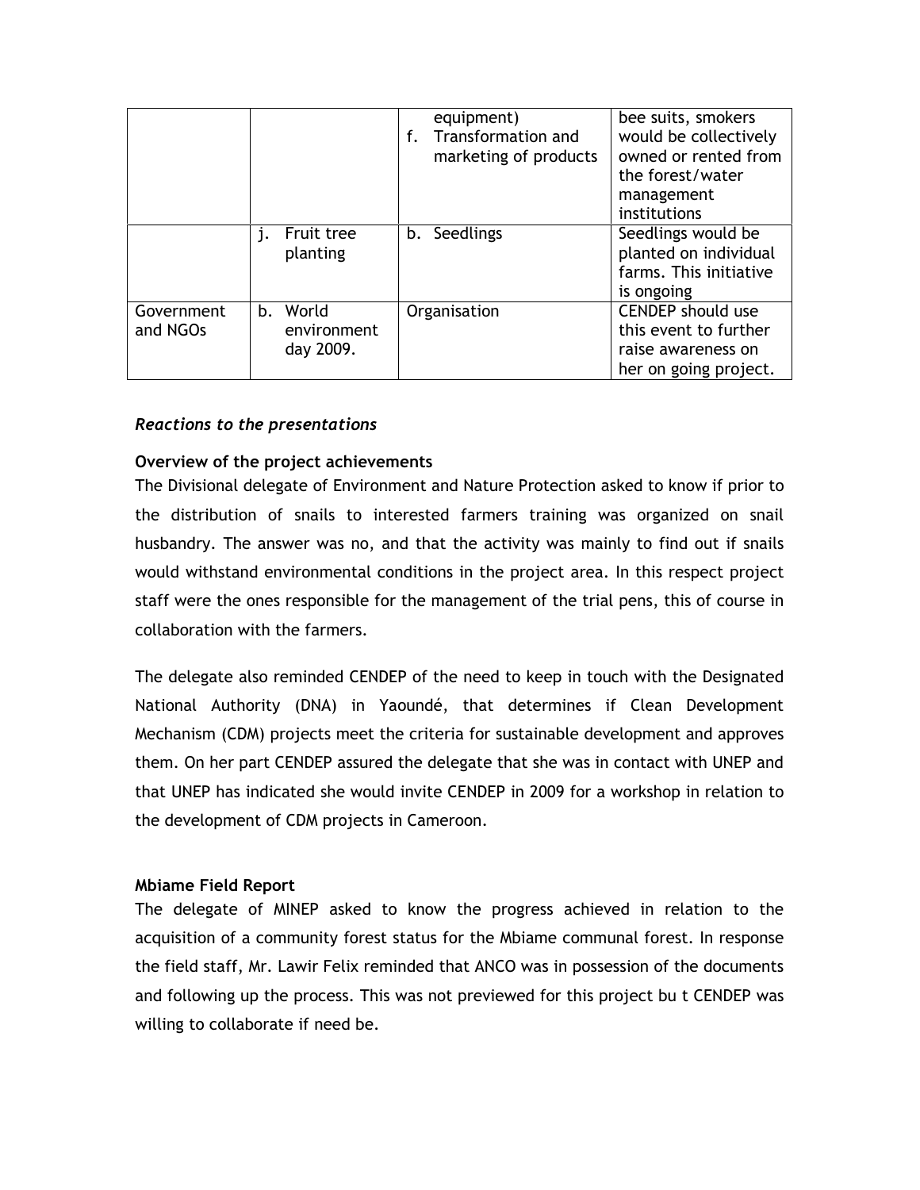|  |  | equipment)<br>f. Transformation and marketing of products | bee suits, smokers would be collectively owned or rented from the forest/water management institutions |
|---|---|---|---|
|  | j. Fruit tree planting | b. Seedlings | Seedlings would be planted on individual farms. This initiative is ongoing |
| Government and NGOs | b. World environment day 2009. | Organisation | CENDEP should use this event to further raise awareness on her on going project. |

*Reactions to the presentations*

**Overview of the project achievements**

The Divisional delegate of Environment and Nature Protection asked to know if prior to the distribution of snails to interested farmers training was organized on snail husbandry. The answer was no, and that the activity was mainly to find out if snails would withstand environmental conditions in the project area. In this respect project staff were the ones responsible for the management of the trial pens, this of course in collaboration with the farmers.

The delegate also reminded CENDEP of the need to keep in touch with the Designated National Authority (DNA) in Yaoundé, that determines if Clean Development Mechanism (CDM) projects meet the criteria for sustainable development and approves them. On her part CENDEP assured the delegate that she was in contact with UNEP and that UNEP has indicated she would invite CENDEP in 2009 for a workshop in relation to the development of CDM projects in Cameroon.

**Mbiame Field Report**

The delegate of MINEP asked to know the progress achieved in relation to the acquisition of a community forest status for the Mbiame communal forest. In response the field staff, Mr. Lawir Felix reminded that ANCO was in possession of the documents and following up the process. This was not previewed for this project bu t CENDEP was willing to collaborate if need be.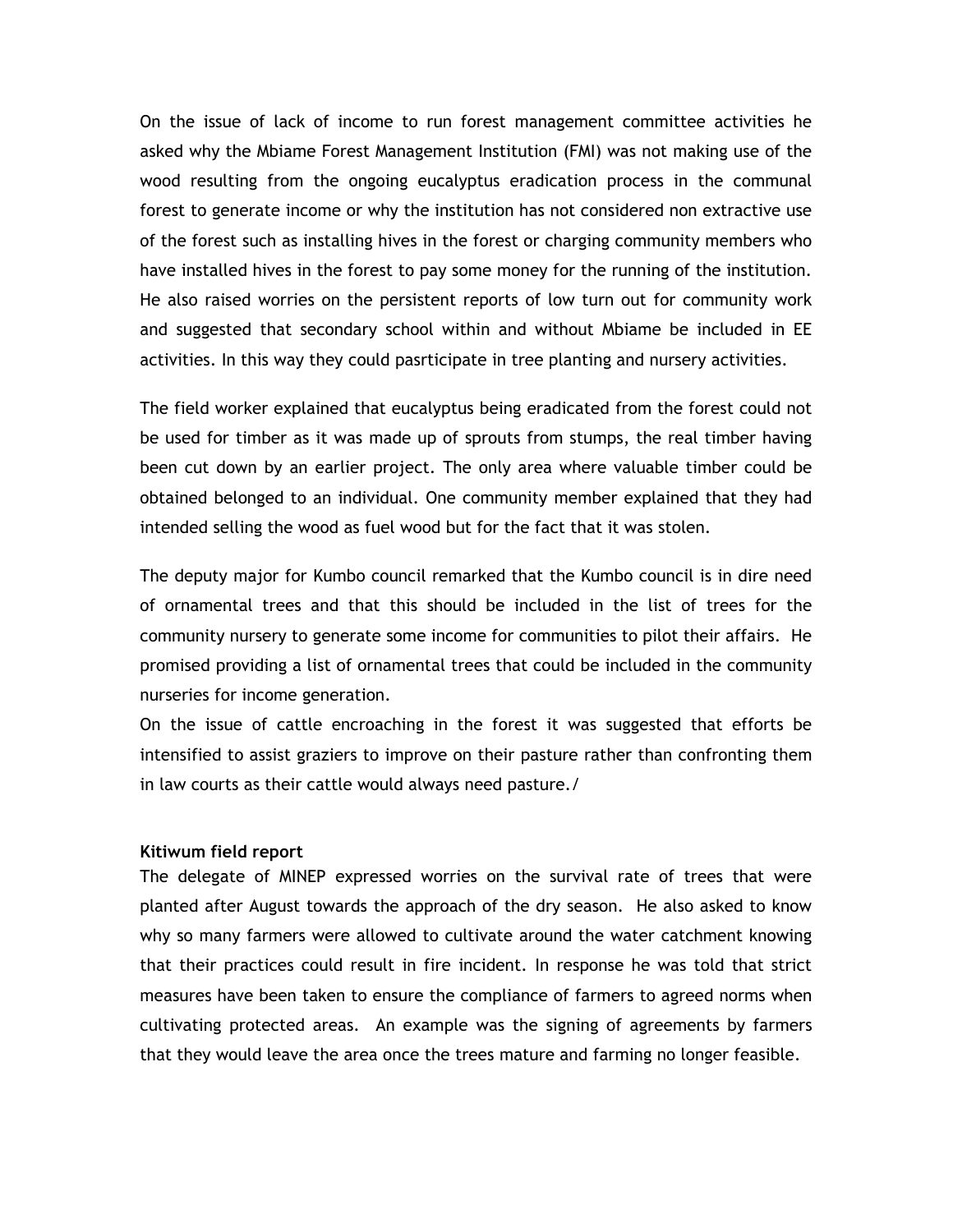On the issue of lack of income to run forest management committee activities he asked why the Mbiame Forest Management Institution (FMI) was not making use of the wood resulting from the ongoing eucalyptus eradication process in the communal forest to generate income or why the institution has not considered non extractive use of the forest such as installing hives in the forest or charging community members who have installed hives in the forest to pay some money for the running of the institution. He also raised worries on the persistent reports of low turn out for community work and suggested that secondary school within and without Mbiame be included in EE activities. In this way they could pasrticipate in tree planting and nursery activities.

The field worker explained that eucalyptus being eradicated from the forest could not be used for timber as it was made up of sprouts from stumps, the real timber having been cut down by an earlier project. The only area where valuable timber could be obtained belonged to an individual. One community member explained that they had intended selling the wood as fuel wood but for the fact that it was stolen.

The deputy major for Kumbo council remarked that the Kumbo council is in dire need of ornamental trees and that this should be included in the list of trees for the community nursery to generate some income for communities to pilot their affairs. He promised providing a list of ornamental trees that could be included in the community nurseries for income generation.

On the issue of cattle encroaching in the forest it was suggested that efforts be intensified to assist graziers to improve on their pasture rather than confronting them in law courts as their cattle would always need pasture./

**Kitiwum field report**

The delegate of MINEP expressed worries on the survival rate of trees that were planted after August towards the approach of the dry season. He also asked to know why so many farmers were allowed to cultivate around the water catchment knowing that their practices could result in fire incident. In response he was told that strict measures have been taken to ensure the compliance of farmers to agreed norms when cultivating protected areas. An example was the signing of agreements by farmers that they would leave the area once the trees mature and farming no longer feasible.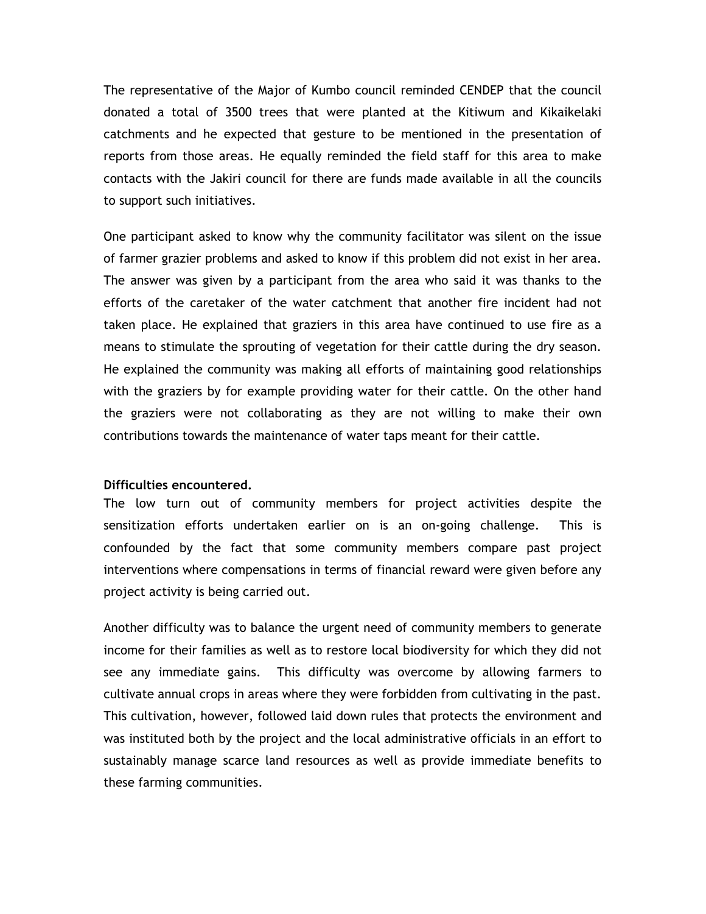The representative of the Major of Kumbo council reminded CENDEP that the council donated a total of 3500 trees that were planted at the Kitiwum and Kikaikelaki catchments and he expected that gesture to be mentioned in the presentation of reports from those areas. He equally reminded the field staff for this area to make contacts with the Jakiri council for there are funds made available in all the councils to support such initiatives.

One participant asked to know why the community facilitator was silent on the issue of farmer grazier problems and asked to know if this problem did not exist in her area. The answer was given by a participant from the area who said it was thanks to the efforts of the caretaker of the water catchment that another fire incident had not taken place. He explained that graziers in this area have continued to use fire as a means to stimulate the sprouting of vegetation for their cattle during the dry season. He explained the community was making all efforts of maintaining good relationships with the graziers by for example providing water for their cattle. On the other hand the graziers were not collaborating as they are not willing to make their own contributions towards the maintenance of water taps meant for their cattle.

**Difficulties encountered.**

The low turn out of community members for project activities despite the sensitization efforts undertaken earlier on is an on-going challenge. This is confounded by the fact that some community members compare past project interventions where compensations in terms of financial reward were given before any project activity is being carried out.

Another difficulty was to balance the urgent need of community members to generate income for their families as well as to restore local biodiversity for which they did not see any immediate gains. This difficulty was overcome by allowing farmers to cultivate annual crops in areas where they were forbidden from cultivating in the past. This cultivation, however, followed laid down rules that protects the environment and was instituted both by the project and the local administrative officials in an effort to sustainably manage scarce land resources as well as provide immediate benefits to these farming communities.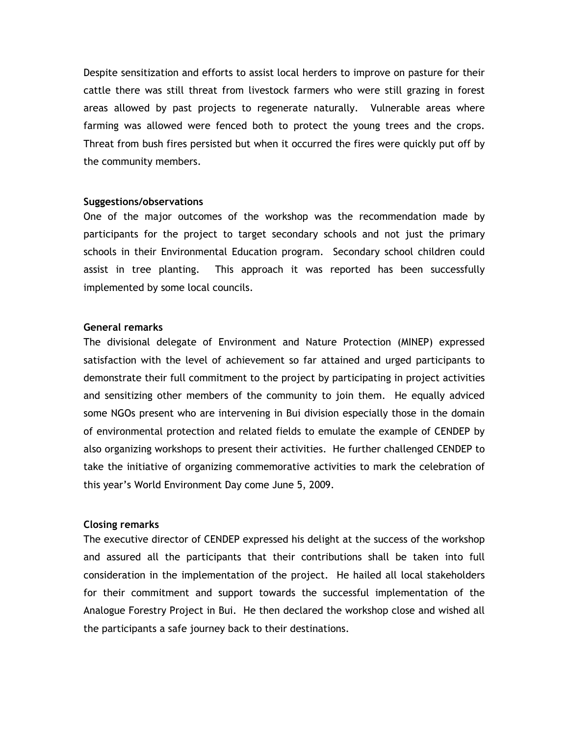Despite sensitization and efforts to assist local herders to improve on pasture for their cattle there was still threat from livestock farmers who were still grazing in forest areas allowed by past projects to regenerate naturally. Vulnerable areas where farming was allowed were fenced both to protect the young trees and the crops. Threat from bush fires persisted but when it occurred the fires were quickly put off by the community members.

**Suggestions/observations**

One of the major outcomes of the workshop was the recommendation made by participants for the project to target secondary schools and not just the primary schools in their Environmental Education program. Secondary school children could assist in tree planting. This approach it was reported has been successfully implemented by some local councils.

**General remarks**

The divisional delegate of Environment and Nature Protection (MINEP) expressed satisfaction with the level of achievement so far attained and urged participants to demonstrate their full commitment to the project by participating in project activities and sensitizing other members of the community to join them. He equally adviced some NGOs present who are intervening in Bui division especially those in the domain of environmental protection and related fields to emulate the example of CENDEP by also organizing workshops to present their activities. He further challenged CENDEP to take the initiative of organizing commemorative activities to mark the celebration of this year's World Environment Day come June 5, 2009.

**Closing remarks**

The executive director of CENDEP expressed his delight at the success of the workshop and assured all the participants that their contributions shall be taken into full consideration in the implementation of the project. He hailed all local stakeholders for their commitment and support towards the successful implementation of the Analogue Forestry Project in Bui. He then declared the workshop close and wished all the participants a safe journey back to their destinations.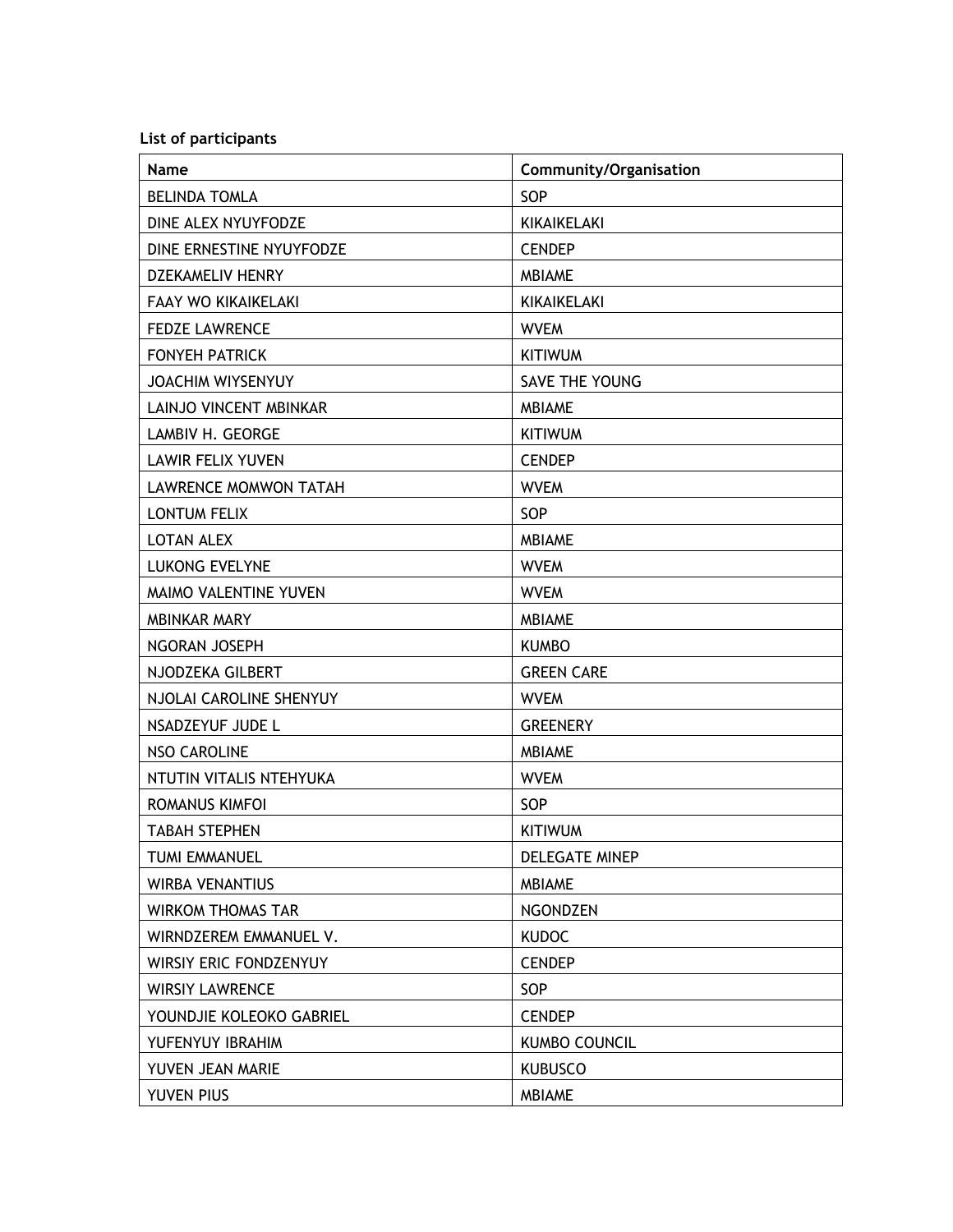**List of participants**

| Name | Community/Organisation |
|---|---|
| BELINDA TOMLA | SOP |
| DINE ALEX NYUYFODZE | KIKAIKELAKI |
| DINE ERNESTINE NYUYFODZE | CENDEP |
| DZEKAMELIV HENRY | MBIAME |
| FAAY WO KIKAIKELAKI | KIKAIKELAKI |
| FEDZE LAWRENCE | WVEM |
| FONYEH PATRICK | KITIWUM |
| JOACHIM WIYSENYUY | SAVE THE YOUNG |
| LAINJO VINCENT MBINKAR | MBIAME |
| LAMBIV H. GEORGE | KITIWUM |
| LAWIR FELIX YUVEN | CENDEP |
| LAWRENCE MOMWON TATAH | WVEM |
| LONTUM FELIX | SOP |
| LOTAN ALEX | MBIAME |
| LUKONG EVELYNE | WVEM |
| MAIMO VALENTINE YUVEN | WVEM |
| MBINKAR MARY | MBIAME |
| NGORAN JOSEPH | KUMBO |
| NJODZEKA GILBERT | GREEN CARE |
| NJOLAI CAROLINE SHENYUY | WVEM |
| NSADZEYUF JUDE L | GREENERY |
| NSO CAROLINE | MBIAME |
| NTUTIN VITALIS NTEHYUKA | WVEM |
| ROMANUS KIMFOI | SOP |
| TABAH STEPHEN | KITIWUM |
| TUMI EMMANUEL | DELEGATE MINEP |
| WIRBA VENANTIUS | MBIAME |
| WIRKOM THOMAS TAR | NGONDZEN |
| WIRNDZEREM EMMANUEL V. | KUDOC |
| WIRSIY ERIC FONDZENYUY | CENDEP |
| WIRSIY LAWRENCE | SOP |
| YOUNDJIE KOLEOKO GABRIEL | CENDEP |
| YUFENYUY IBRAHIM | KUMBO COUNCIL |
| YUVEN JEAN MARIE | KUBUSCO |
| YUVEN PIUS | MBIAME |